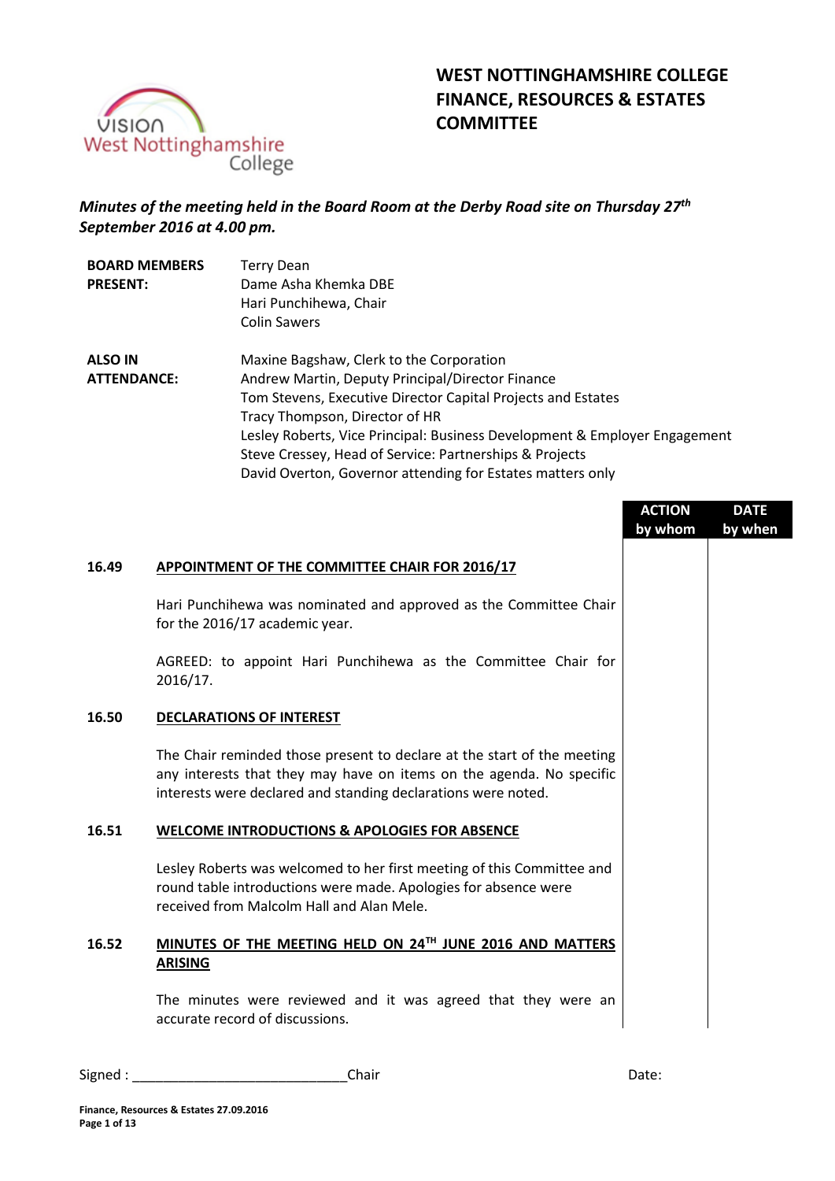# WEST NOTTINGHAMSHIRE COLLEGE FINANCE, RESOURCES & ESTATES COMMITTEE

*Minutes of the meeting held in the Board Room at the Derby Road site on Thursday 27th September 2016 at 4.00 pm.*

| | |
|---|---|
| **BOARD MEMBERS PRESENT:** | Terry Dean<br>Dame Asha Khemka DBE<br>Hari Punchihewa, Chair<br>Colin Sawers |
| **ALSO IN ATTENDANCE:** | Maxine Bagshaw, Clerk to the Corporation<br>Andrew Martin, Deputy Principal/Director Finance<br>Tom Stevens, Executive Director Capital Projects and Estates<br>Tracy Thompson, Director of HR<br>Lesley Roberts, Vice Principal: Business Development & Employer Engagement<br>Steve Cressey, Head of Service: Partnerships & Projects<br>David Overton, Governor attending for Estates matters only |

| | | ACTION by whom | DATE by when |
|---|---|---|---|
| **16.49** | **APPOINTMENT OF THE COMMITTEE CHAIR FOR 2016/17** | | |
| | Hari Punchihewa was nominated and approved as the Committee Chair for the 2016/17 academic year. | | |
| | AGREED: to appoint Hari Punchihewa as the Committee Chair for 2016/17. | | |
| **16.50** | **DECLARATIONS OF INTEREST** | | |
| | The Chair reminded those present to declare at the start of the meeting any interests that they may have on items on the agenda. No specific interests were declared and standing declarations were noted. | | |
| **16.51** | **WELCOME INTRODUCTIONS & APOLOGIES FOR ABSENCE** | | |
| | Lesley Roberts was welcomed to her first meeting of this Committee and round table introductions were made. Apologies for absence were received from Malcolm Hall and Alan Mele. | | |
| **16.52** | **MINUTES OF THE MEETING HELD ON 24TH JUNE 2016 AND MATTERS ARISING** | | |
| | The minutes were reviewed and it was agreed that they were an accurate record of discussions. | | |

Signed : ____________________________Chair                    Date: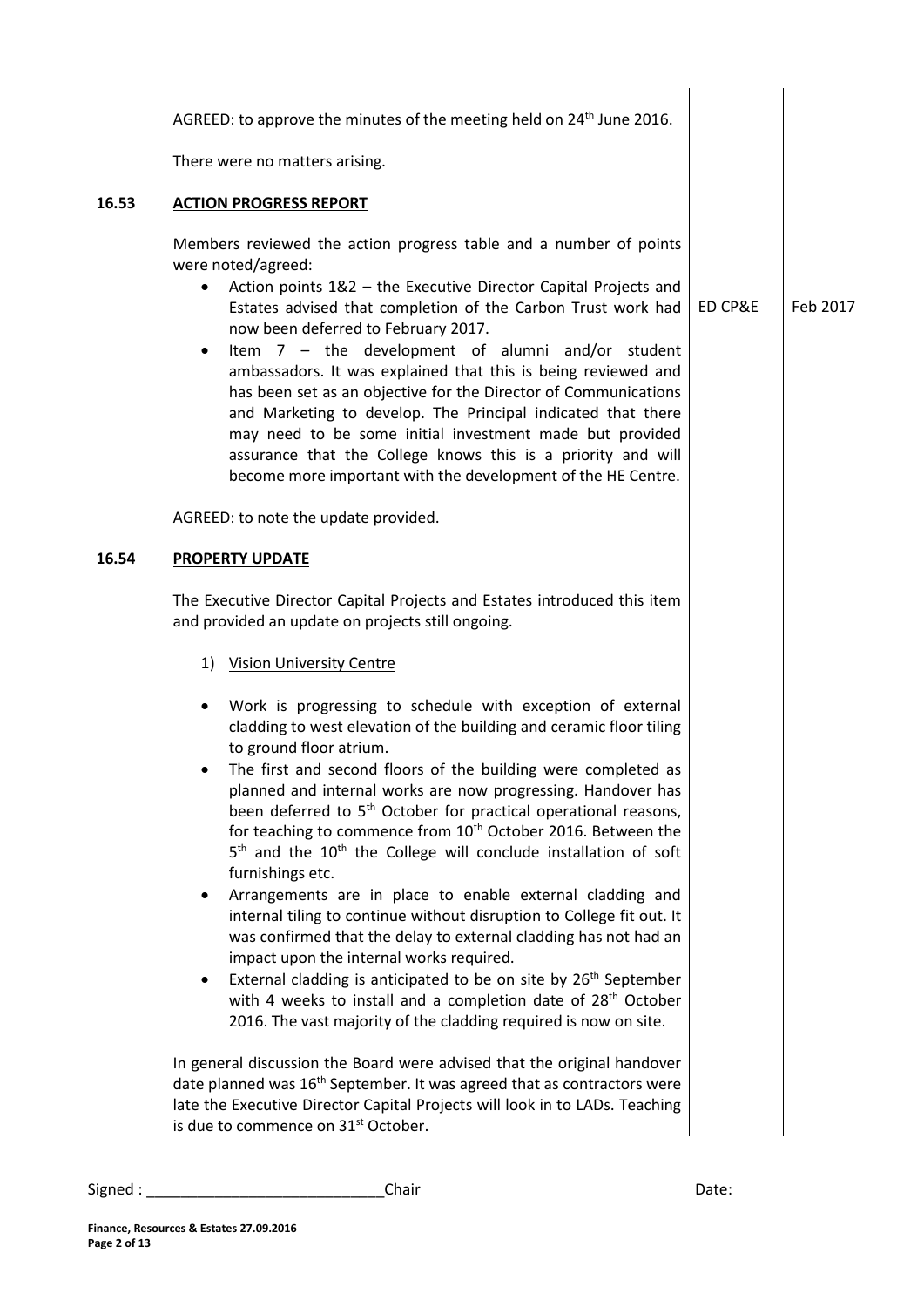AGREED: to approve the minutes of the meeting held on 24th June 2016.

There were no matters arising.

**16.53 ACTION PROGRESS REPORT**

Members reviewed the action progress table and a number of points were noted/agreed:

- Action points 1&2 – the Executive Director Capital Projects and Estates advised that completion of the Carbon Trust work had now been deferred to February 2017. — ED CP&E — Feb 2017
- Item 7 – the development of alumni and/or student ambassadors. It was explained that this is being reviewed and has been set as an objective for the Director of Communications and Marketing to develop. The Principal indicated that there may need to be some initial investment made but provided assurance that the College knows this is a priority and will become more important with the development of the HE Centre.

AGREED: to note the update provided.

**16.54 PROPERTY UPDATE**

The Executive Director Capital Projects and Estates introduced this item and provided an update on projects still ongoing.

1) Vision University Centre

- Work is progressing to schedule with exception of external cladding to west elevation of the building and ceramic floor tiling to ground floor atrium.
- The first and second floors of the building were completed as planned and internal works are now progressing. Handover has been deferred to 5th October for practical operational reasons, for teaching to commence from 10th October 2016. Between the 5th and the 10th the College will conclude installation of soft furnishings etc.
- Arrangements are in place to enable external cladding and internal tiling to continue without disruption to College fit out. It was confirmed that the delay to external cladding has not had an impact upon the internal works required.
- External cladding is anticipated to be on site by 26th September with 4 weeks to install and a completion date of 28th October 2016. The vast majority of the cladding required is now on site.

In general discussion the Board were advised that the original handover date planned was 16th September. It was agreed that as contractors were late the Executive Director Capital Projects will look in to LADs. Teaching is due to commence on 31st October.

Signed : ____________________________Chair Date: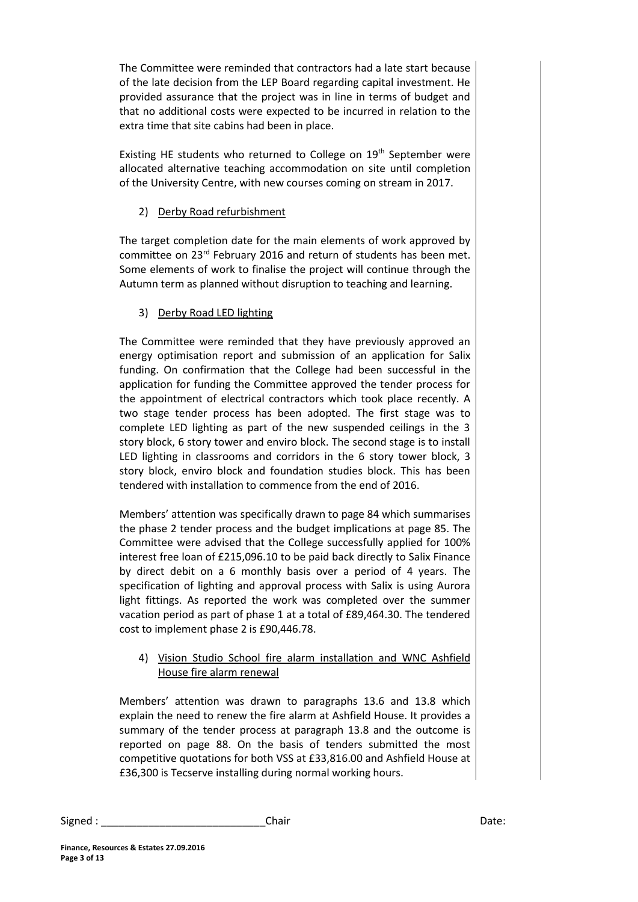The Committee were reminded that contractors had a late start because of the late decision from the LEP Board regarding capital investment. He provided assurance that the project was in line in terms of budget and that no additional costs were expected to be incurred in relation to the extra time that site cabins had been in place.

Existing HE students who returned to College on 19th September were allocated alternative teaching accommodation on site until completion of the University Centre, with new courses coming on stream in 2017.

2) Derby Road refurbishment

The target completion date for the main elements of work approved by committee on 23rd February 2016 and return of students has been met. Some elements of work to finalise the project will continue through the Autumn term as planned without disruption to teaching and learning.

3) Derby Road LED lighting

The Committee were reminded that they have previously approved an energy optimisation report and submission of an application for Salix funding. On confirmation that the College had been successful in the application for funding the Committee approved the tender process for the appointment of electrical contractors which took place recently. A two stage tender process has been adopted. The first stage was to complete LED lighting as part of the new suspended ceilings in the 3 story block, 6 story tower and enviro block. The second stage is to install LED lighting in classrooms and corridors in the 6 story tower block, 3 story block, enviro block and foundation studies block. This has been tendered with installation to commence from the end of 2016.

Members' attention was specifically drawn to page 84 which summarises the phase 2 tender process and the budget implications at page 85. The Committee were advised that the College successfully applied for 100% interest free loan of £215,096.10 to be paid back directly to Salix Finance by direct debit on a 6 monthly basis over a period of 4 years. The specification of lighting and approval process with Salix is using Aurora light fittings. As reported the work was completed over the summer vacation period as part of phase 1 at a total of £89,464.30. The tendered cost to implement phase 2 is £90,446.78.

4) Vision Studio School fire alarm installation and WNC Ashfield House fire alarm renewal

Members' attention was drawn to paragraphs 13.6 and 13.8 which explain the need to renew the fire alarm at Ashfield House. It provides a summary of the tender process at paragraph 13.8 and the outcome is reported on page 88. On the basis of tenders submitted the most competitive quotations for both VSS at £33,816.00 and Ashfield House at £36,300 is Tecserve installing during normal working hours.

Signed : ____________________________Chair Date: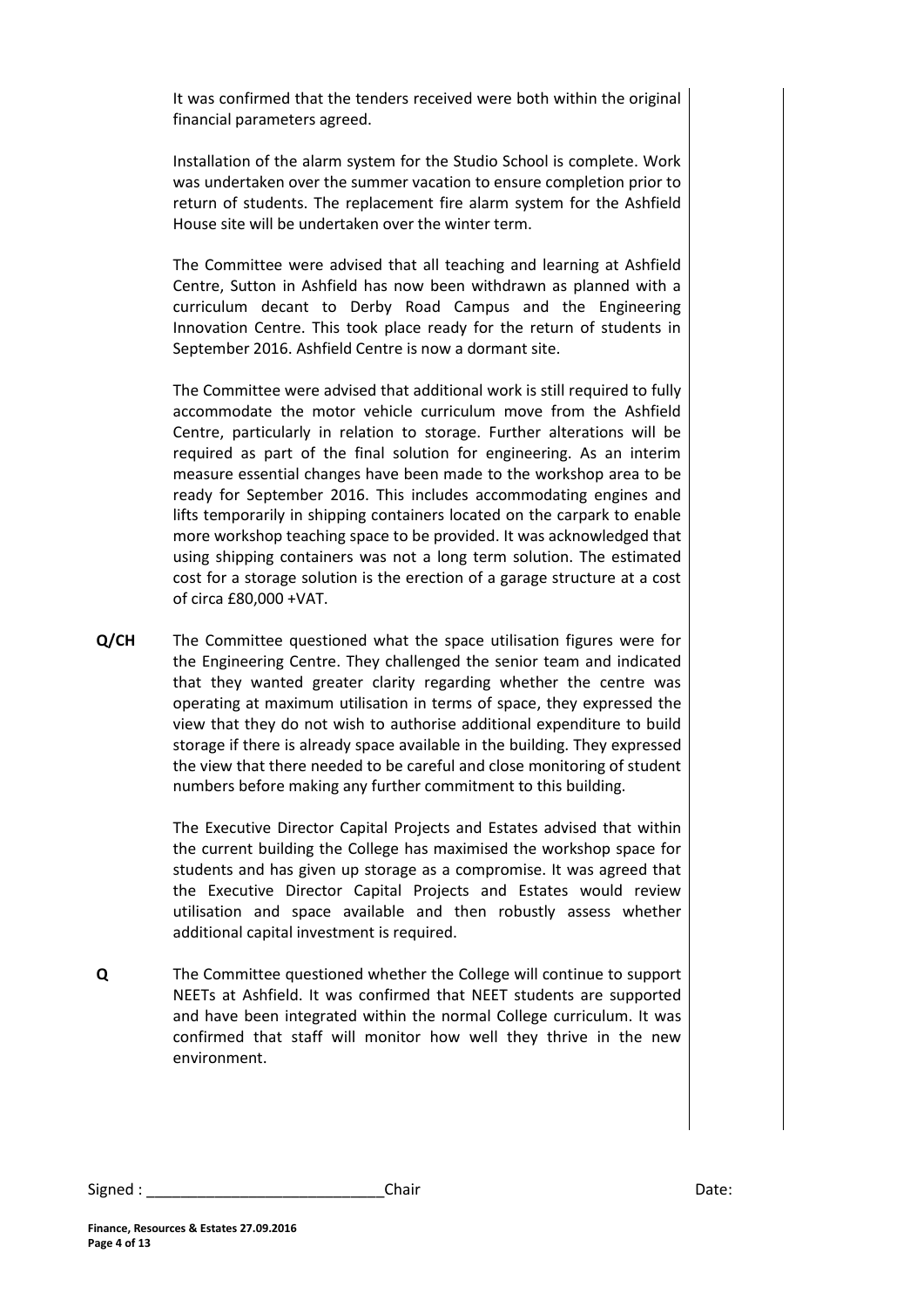It was confirmed that the tenders received were both within the original financial parameters agreed.

Installation of the alarm system for the Studio School is complete. Work was undertaken over the summer vacation to ensure completion prior to return of students. The replacement fire alarm system for the Ashfield House site will be undertaken over the winter term.

The Committee were advised that all teaching and learning at Ashfield Centre, Sutton in Ashfield has now been withdrawn as planned with a curriculum decant to Derby Road Campus and the Engineering Innovation Centre. This took place ready for the return of students in September 2016. Ashfield Centre is now a dormant site.

The Committee were advised that additional work is still required to fully accommodate the motor vehicle curriculum move from the Ashfield Centre, particularly in relation to storage. Further alterations will be required as part of the final solution for engineering. As an interim measure essential changes have been made to the workshop area to be ready for September 2016. This includes accommodating engines and lifts temporarily in shipping containers located on the carpark to enable more workshop teaching space to be provided. It was acknowledged that using shipping containers was not a long term solution. The estimated cost for a storage solution is the erection of a garage structure at a cost of circa £80,000 +VAT.

**Q/CH** The Committee questioned what the space utilisation figures were for the Engineering Centre. They challenged the senior team and indicated that they wanted greater clarity regarding whether the centre was operating at maximum utilisation in terms of space, they expressed the view that they do not wish to authorise additional expenditure to build storage if there is already space available in the building. They expressed the view that there needed to be careful and close monitoring of student numbers before making any further commitment to this building.

The Executive Director Capital Projects and Estates advised that within the current building the College has maximised the workshop space for students and has given up storage as a compromise. It was agreed that the Executive Director Capital Projects and Estates would review utilisation and space available and then robustly assess whether additional capital investment is required.

**Q** The Committee questioned whether the College will continue to support NEETs at Ashfield. It was confirmed that NEET students are supported and have been integrated within the normal College curriculum. It was confirmed that staff will monitor how well they thrive in the new environment.

Signed : ____________________________Chair Date: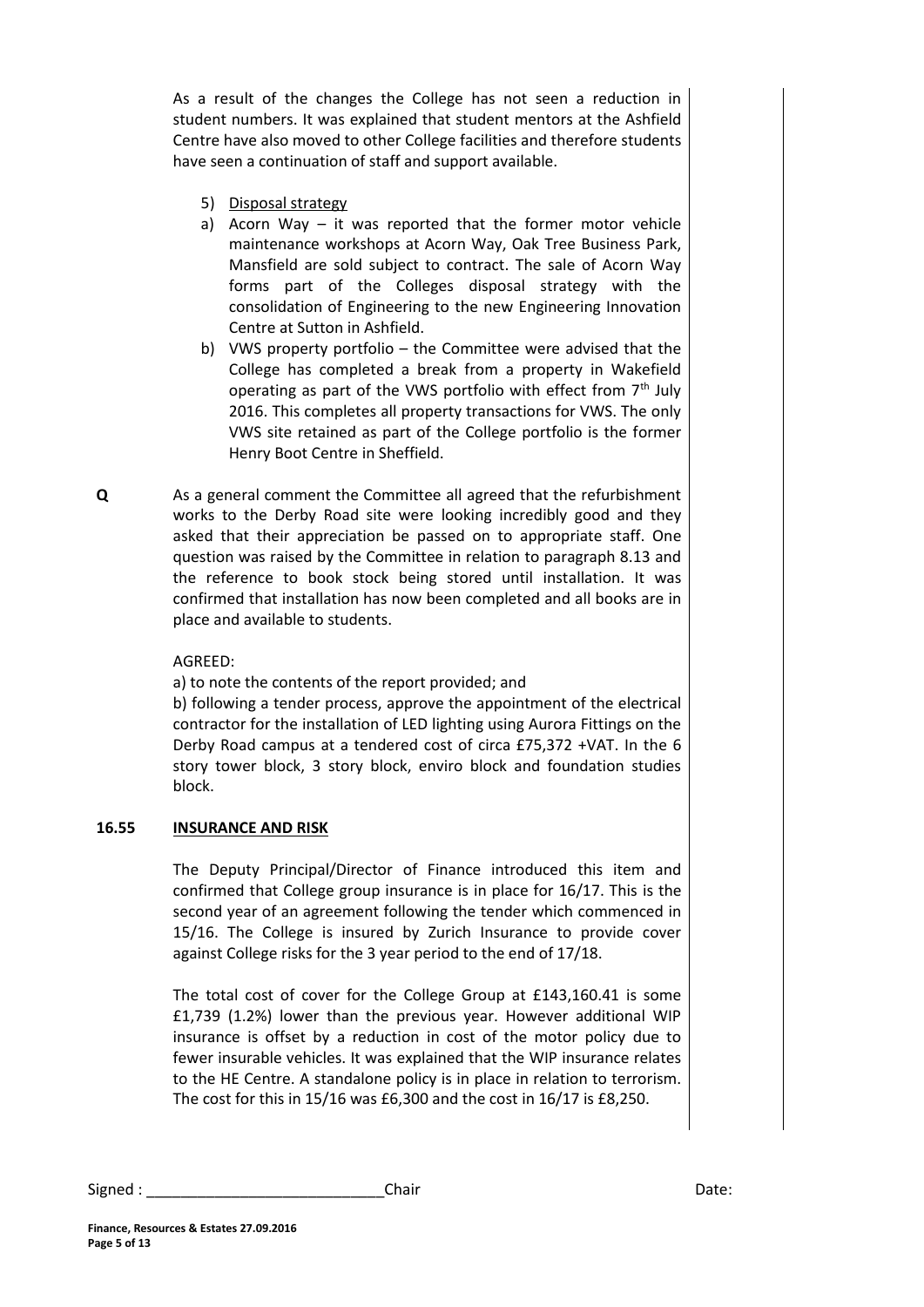As a result of the changes the College has not seen a reduction in student numbers. It was explained that student mentors at the Ashfield Centre have also moved to other College facilities and therefore students have seen a continuation of staff and support available.

5) Disposal strategy

a) Acorn Way – it was reported that the former motor vehicle maintenance workshops at Acorn Way, Oak Tree Business Park, Mansfield are sold subject to contract. The sale of Acorn Way forms part of the Colleges disposal strategy with the consolidation of Engineering to the new Engineering Innovation Centre at Sutton in Ashfield.

b) VWS property portfolio – the Committee were advised that the College has completed a break from a property in Wakefield operating as part of the VWS portfolio with effect from 7th July 2016. This completes all property transactions for VWS. The only VWS site retained as part of the College portfolio is the former Henry Boot Centre in Sheffield.

**Q** As a general comment the Committee all agreed that the refurbishment works to the Derby Road site were looking incredibly good and they asked that their appreciation be passed on to appropriate staff. One question was raised by the Committee in relation to paragraph 8.13 and the reference to book stock being stored until installation. It was confirmed that installation has now been completed and all books are in place and available to students.

AGREED:

a) to note the contents of the report provided; and

b) following a tender process, approve the appointment of the electrical contractor for the installation of LED lighting using Aurora Fittings on the Derby Road campus at a tendered cost of circa £75,372 +VAT. In the 6 story tower block, 3 story block, enviro block and foundation studies block.

## 16.55 INSURANCE AND RISK

The Deputy Principal/Director of Finance introduced this item and confirmed that College group insurance is in place for 16/17. This is the second year of an agreement following the tender which commenced in 15/16. The College is insured by Zurich Insurance to provide cover against College risks for the 3 year period to the end of 17/18.

The total cost of cover for the College Group at £143,160.41 is some £1,739 (1.2%) lower than the previous year. However additional WIP insurance is offset by a reduction in cost of the motor policy due to fewer insurable vehicles. It was explained that the WIP insurance relates to the HE Centre. A standalone policy is in place in relation to terrorism. The cost for this in 15/16 was £6,300 and the cost in 16/17 is £8,250.

Signed : ____________________________Chair Date: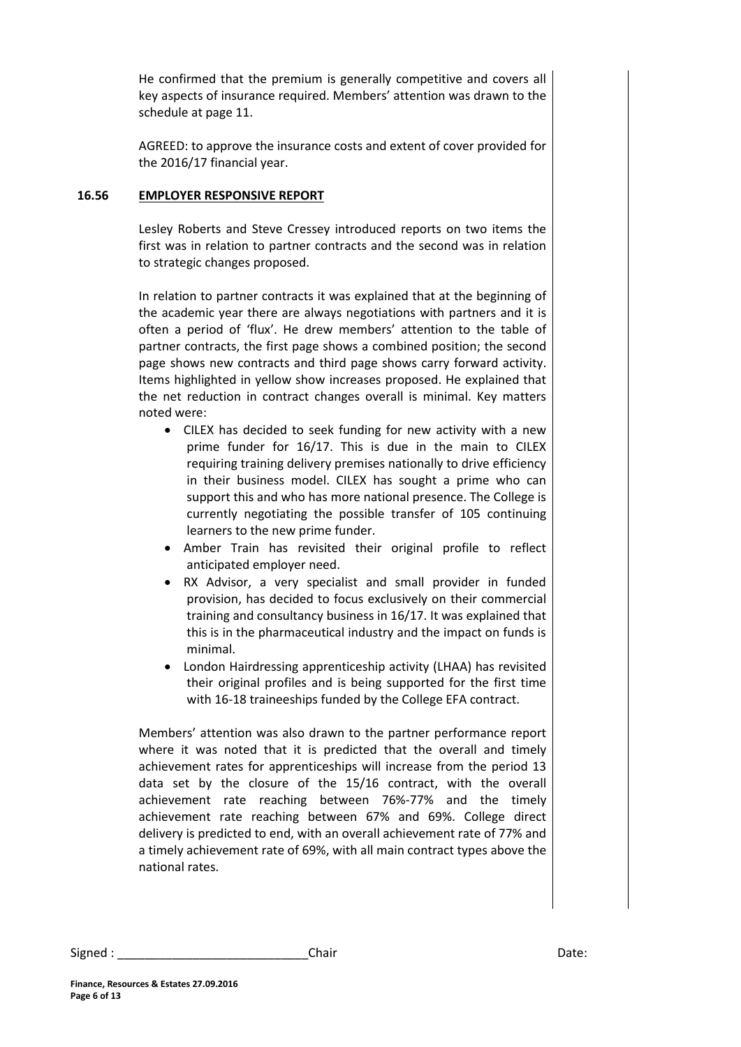He confirmed that the premium is generally competitive and covers all key aspects of insurance required. Members' attention was drawn to the schedule at page 11.

AGREED: to approve the insurance costs and extent of cover provided for the 2016/17 financial year.

## 16.56 EMPLOYER RESPONSIVE REPORT

Lesley Roberts and Steve Cressey introduced reports on two items the first was in relation to partner contracts and the second was in relation to strategic changes proposed.

In relation to partner contracts it was explained that at the beginning of the academic year there are always negotiations with partners and it is often a period of 'flux'. He drew members' attention to the table of partner contracts, the first page shows a combined position; the second page shows new contracts and third page shows carry forward activity. Items highlighted in yellow show increases proposed. He explained that the net reduction in contract changes overall is minimal. Key matters noted were:

- CILEX has decided to seek funding for new activity with a new prime funder for 16/17. This is due in the main to CILEX requiring training delivery premises nationally to drive efficiency in their business model. CILEX has sought a prime who can support this and who has more national presence. The College is currently negotiating the possible transfer of 105 continuing learners to the new prime funder.
- Amber Train has revisited their original profile to reflect anticipated employer need.
- RX Advisor, a very specialist and small provider in funded provision, has decided to focus exclusively on their commercial training and consultancy business in 16/17. It was explained that this is in the pharmaceutical industry and the impact on funds is minimal.
- London Hairdressing apprenticeship activity (LHAA) has revisited their original profiles and is being supported for the first time with 16-18 traineeships funded by the College EFA contract.

Members' attention was also drawn to the partner performance report where it was noted that it is predicted that the overall and timely achievement rates for apprenticeships will increase from the period 13 data set by the closure of the 15/16 contract, with the overall achievement rate reaching between 76%-77% and the timely achievement rate reaching between 67% and 69%. College direct delivery is predicted to end, with an overall achievement rate of 77% and a timely achievement rate of 69%, with all main contract types above the national rates.

Signed : ____________________________Chair Date:

**Finance, Resources & Estates 27.09.2016**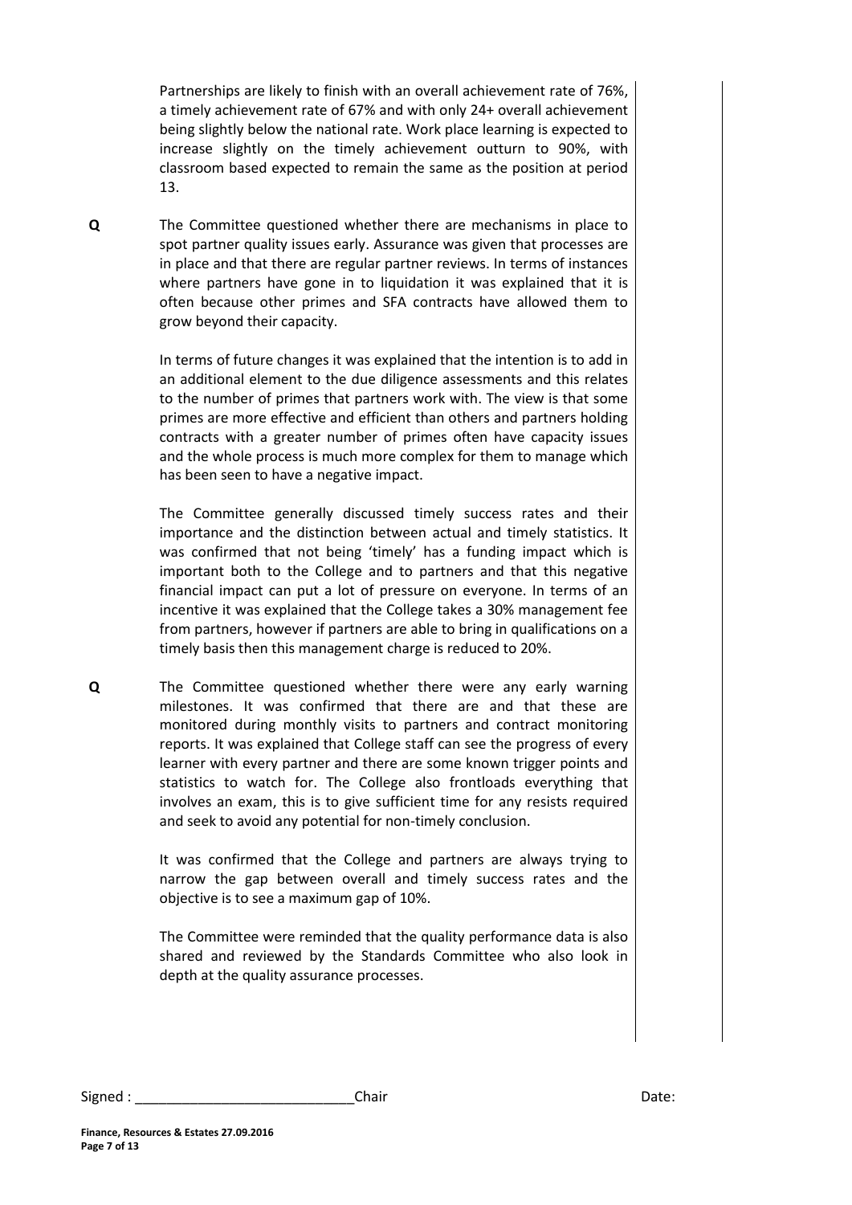Partnerships are likely to finish with an overall achievement rate of 76%, a timely achievement rate of 67% and with only 24+ overall achievement being slightly below the national rate. Work place learning is expected to increase slightly on the timely achievement outturn to 90%, with classroom based expected to remain the same as the position at period 13.

**Q** The Committee questioned whether there are mechanisms in place to spot partner quality issues early. Assurance was given that processes are in place and that there are regular partner reviews. In terms of instances where partners have gone in to liquidation it was explained that it is often because other primes and SFA contracts have allowed them to grow beyond their capacity.

In terms of future changes it was explained that the intention is to add in an additional element to the due diligence assessments and this relates to the number of primes that partners work with. The view is that some primes are more effective and efficient than others and partners holding contracts with a greater number of primes often have capacity issues and the whole process is much more complex for them to manage which has been seen to have a negative impact.

The Committee generally discussed timely success rates and their importance and the distinction between actual and timely statistics. It was confirmed that not being 'timely' has a funding impact which is important both to the College and to partners and that this negative financial impact can put a lot of pressure on everyone. In terms of an incentive it was explained that the College takes a 30% management fee from partners, however if partners are able to bring in qualifications on a timely basis then this management charge is reduced to 20%.

**Q** The Committee questioned whether there were any early warning milestones. It was confirmed that there are and that these are monitored during monthly visits to partners and contract monitoring reports. It was explained that College staff can see the progress of every learner with every partner and there are some known trigger points and statistics to watch for. The College also frontloads everything that involves an exam, this is to give sufficient time for any resists required and seek to avoid any potential for non-timely conclusion.

It was confirmed that the College and partners are always trying to narrow the gap between overall and timely success rates and the objective is to see a maximum gap of 10%.

The Committee were reminded that the quality performance data is also shared and reviewed by the Standards Committee who also look in depth at the quality assurance processes.

Signed : ____________________________Chair Date: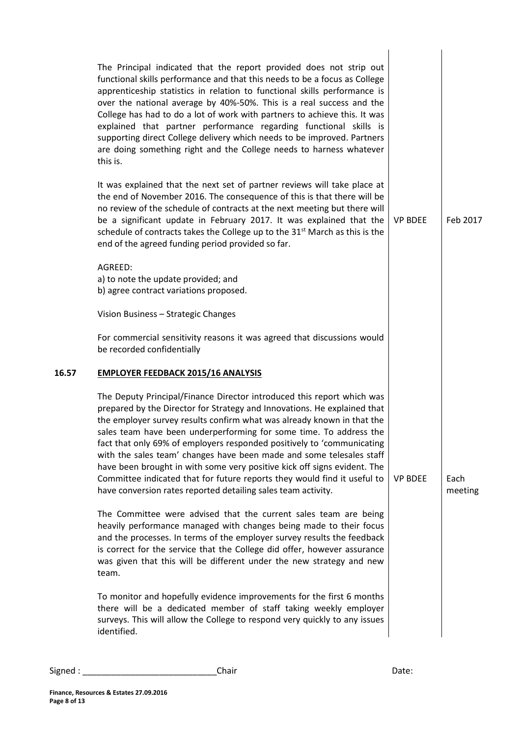| | | | |
|---|---|---|---|
| | The Principal indicated that the report provided does not strip out functional skills performance and that this needs to be a focus as College apprenticeship statistics in relation to functional skills performance is over the national average by 40%-50%. This is a real success and the College has had to do a lot of work with partners to achieve this. It was explained that partner performance regarding functional skills is supporting direct College delivery which needs to be improved. Partners are doing something right and the College needs to harness whatever this is. | | |
| | It was explained that the next set of partner reviews will take place at the end of November 2016. The consequence of this is that there will be no review of the schedule of contracts at the next meeting but there will be a significant update in February 2017. It was explained that the schedule of contracts takes the College up to the 31st March as this is the end of the agreed funding period provided so far. | VP BDEE | Feb 2017 |
| | AGREED:<br>a) to note the update provided; and<br>b) agree contract variations proposed. | | |
| | Vision Business – Strategic Changes | | |
| | For commercial sensitivity reasons it was agreed that discussions would be recorded confidentially | | |
| **16.57** | **<u>EMPLOYER FEEDBACK 2015/16 ANALYSIS</u>** | | |
| | The Deputy Principal/Finance Director introduced this report which was prepared by the Director for Strategy and Innovations. He explained that the employer survey results confirm what was already known in that the sales team have been underperforming for some time. To address the fact that only 69% of employers responded positively to 'communicating with the sales team' changes have been made and some telesales staff have been brought in with some very positive kick off signs evident. The Committee indicated that for future reports they would find it useful to have conversion rates reported detailing sales team activity. | VP BDEE | Each meeting |
| | The Committee were advised that the current sales team are being heavily performance managed with changes being made to their focus and the processes. In terms of the employer survey results the feedback is correct for the service that the College did offer, however assurance was given that this will be different under the new strategy and new team. | | |
| | To monitor and hopefully evidence improvements for the first 6 months there will be a dedicated member of staff taking weekly employer surveys. This will allow the College to respond very quickly to any issues identified. | | |

Signed : ____________________________Chair Date:

**Finance, Resources & Estates 27.09.2016**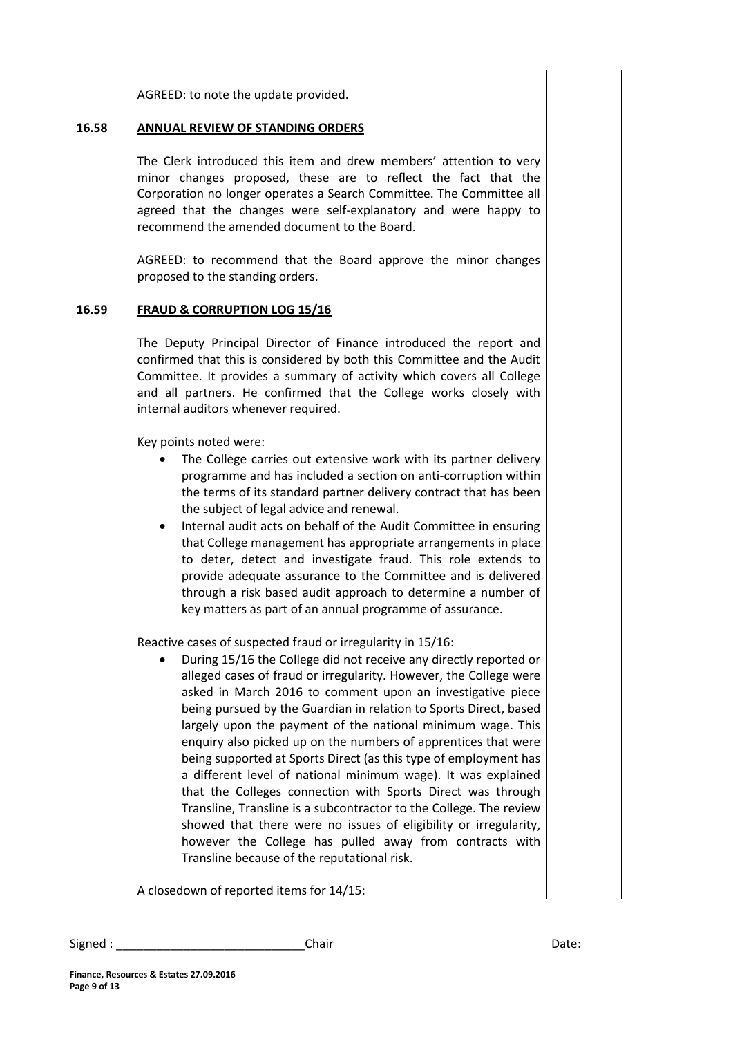AGREED: to note the update provided.

## 16.58 ANNUAL REVIEW OF STANDING ORDERS

The Clerk introduced this item and drew members' attention to very minor changes proposed, these are to reflect the fact that the Corporation no longer operates a Search Committee. The Committee all agreed that the changes were self-explanatory and were happy to recommend the amended document to the Board.

AGREED: to recommend that the Board approve the minor changes proposed to the standing orders.

## 16.59 FRAUD & CORRUPTION LOG 15/16

The Deputy Principal Director of Finance introduced the report and confirmed that this is considered by both this Committee and the Audit Committee. It provides a summary of activity which covers all College and all partners. He confirmed that the College works closely with internal auditors whenever required.

Key points noted were:

- The College carries out extensive work with its partner delivery programme and has included a section on anti-corruption within the terms of its standard partner delivery contract that has been the subject of legal advice and renewal.
- Internal audit acts on behalf of the Audit Committee in ensuring that College management has appropriate arrangements in place to deter, detect and investigate fraud. This role extends to provide adequate assurance to the Committee and is delivered through a risk based audit approach to determine a number of key matters as part of an annual programme of assurance.

Reactive cases of suspected fraud or irregularity in 15/16:

- During 15/16 the College did not receive any directly reported or alleged cases of fraud or irregularity. However, the College were asked in March 2016 to comment upon an investigative piece being pursued by the Guardian in relation to Sports Direct, based largely upon the payment of the national minimum wage. This enquiry also picked up on the numbers of apprentices that were being supported at Sports Direct (as this type of employment has a different level of national minimum wage). It was explained that the Colleges connection with Sports Direct was through Transline, Transline is a subcontractor to the College. The review showed that there were no issues of eligibility or irregularity, however the College has pulled away from contracts with Transline because of the reputational risk.

A closedown of reported items for 14/15:

Signed : ____________________________Chair Date: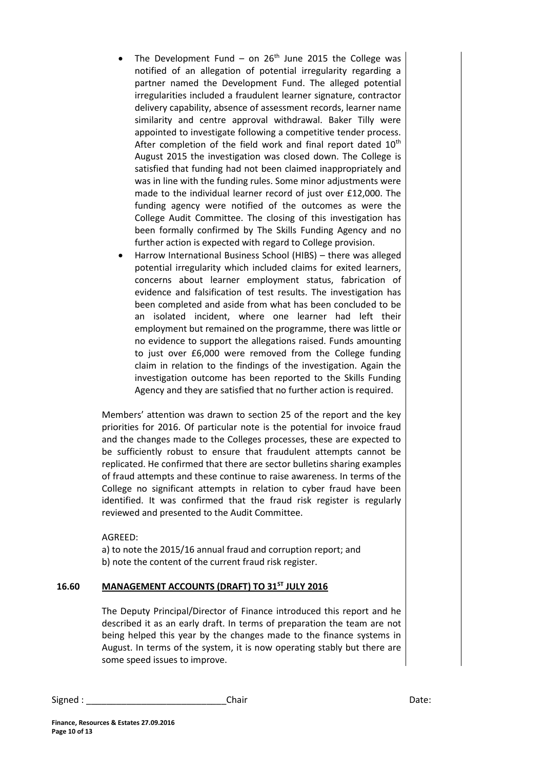- The Development Fund – on 26th June 2015 the College was notified of an allegation of potential irregularity regarding a partner named the Development Fund. The alleged potential irregularities included a fraudulent learner signature, contractor delivery capability, absence of assessment records, learner name similarity and centre approval withdrawal. Baker Tilly were appointed to investigate following a competitive tender process. After completion of the field work and final report dated 10th August 2015 the investigation was closed down. The College is satisfied that funding had not been claimed inappropriately and was in line with the funding rules. Some minor adjustments were made to the individual learner record of just over £12,000. The funding agency were notified of the outcomes as were the College Audit Committee. The closing of this investigation has been formally confirmed by The Skills Funding Agency and no further action is expected with regard to College provision.
- Harrow International Business School (HIBS) – there was alleged potential irregularity which included claims for exited learners, concerns about learner employment status, fabrication of evidence and falsification of test results. The investigation has been completed and aside from what has been concluded to be an isolated incident, where one learner had left their employment but remained on the programme, there was little or no evidence to support the allegations raised. Funds amounting to just over £6,000 were removed from the College funding claim in relation to the findings of the investigation. Again the investigation outcome has been reported to the Skills Funding Agency and they are satisfied that no further action is required.

Members' attention was drawn to section 25 of the report and the key priorities for 2016. Of particular note is the potential for invoice fraud and the changes made to the Colleges processes, these are expected to be sufficiently robust to ensure that fraudulent attempts cannot be replicated. He confirmed that there are sector bulletins sharing examples of fraud attempts and these continue to raise awareness. In terms of the College no significant attempts in relation to cyber fraud have been identified. It was confirmed that the fraud risk register is regularly reviewed and presented to the Audit Committee.

AGREED:
a) to note the 2015/16 annual fraud and corruption report; and
b) note the content of the current fraud risk register.

## 16.60 MANAGEMENT ACCOUNTS (DRAFT) TO 31ST JULY 2016

The Deputy Principal/Director of Finance introduced this report and he described it as an early draft. In terms of preparation the team are not being helped this year by the changes made to the finance systems in August. In terms of the system, it is now operating stably but there are some speed issues to improve.

Signed : ____________________________Chair Date: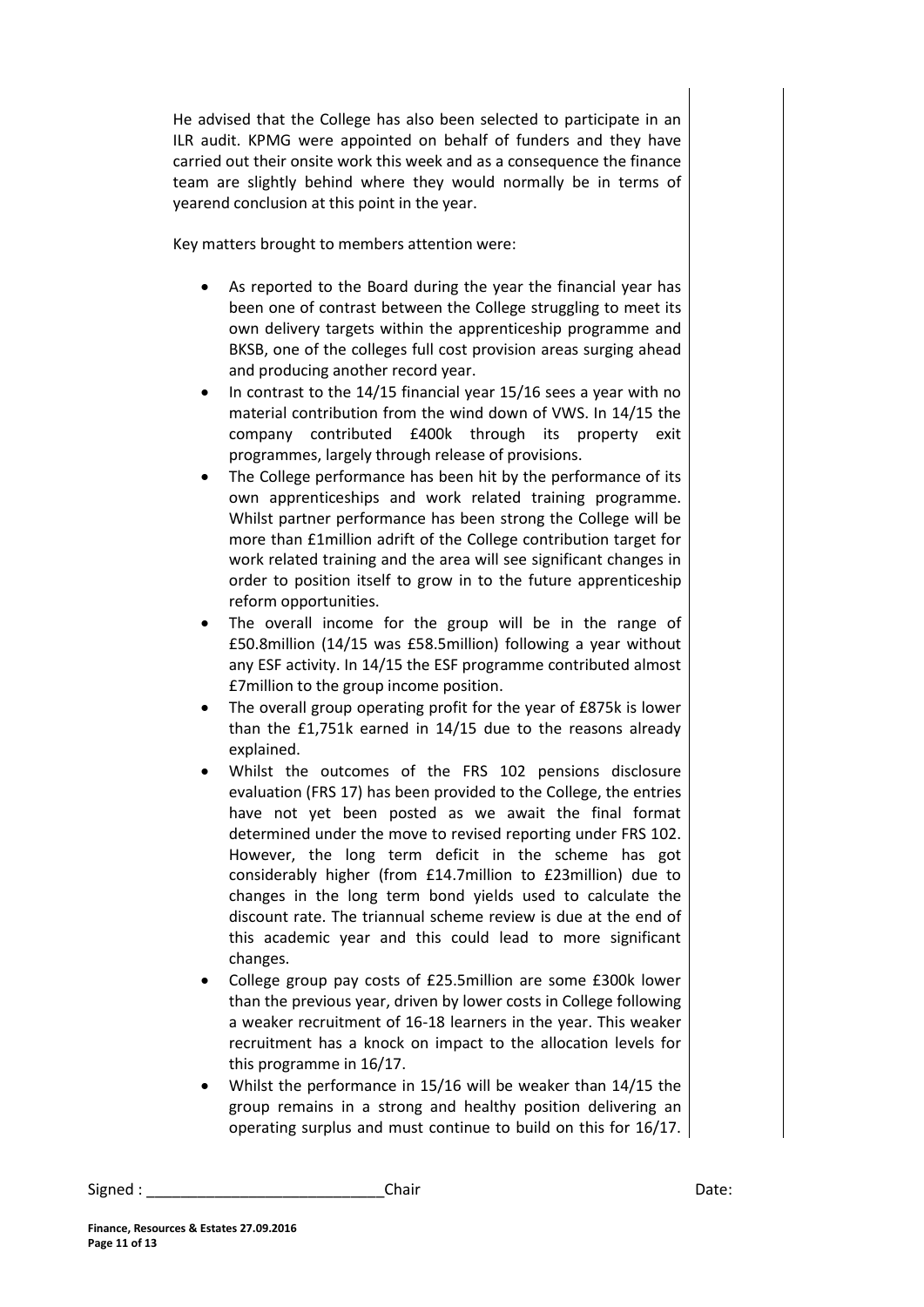He advised that the College has also been selected to participate in an ILR audit. KPMG were appointed on behalf of funders and they have carried out their onsite work this week and as a consequence the finance team are slightly behind where they would normally be in terms of yearend conclusion at this point in the year.

Key matters brought to members attention were:

- As reported to the Board during the year the financial year has been one of contrast between the College struggling to meet its own delivery targets within the apprenticeship programme and BKSB, one of the colleges full cost provision areas surging ahead and producing another record year.
- In contrast to the 14/15 financial year 15/16 sees a year with no material contribution from the wind down of VWS. In 14/15 the company contributed £400k through its property exit programmes, largely through release of provisions.
- The College performance has been hit by the performance of its own apprenticeships and work related training programme. Whilst partner performance has been strong the College will be more than £1million adrift of the College contribution target for work related training and the area will see significant changes in order to position itself to grow in to the future apprenticeship reform opportunities.
- The overall income for the group will be in the range of £50.8million (14/15 was £58.5million) following a year without any ESF activity. In 14/15 the ESF programme contributed almost £7million to the group income position.
- The overall group operating profit for the year of £875k is lower than the £1,751k earned in 14/15 due to the reasons already explained.
- Whilst the outcomes of the FRS 102 pensions disclosure evaluation (FRS 17) has been provided to the College, the entries have not yet been posted as we await the final format determined under the move to revised reporting under FRS 102. However, the long term deficit in the scheme has got considerably higher (from £14.7million to £23million) due to changes in the long term bond yields used to calculate the discount rate. The triannual scheme review is due at the end of this academic year and this could lead to more significant changes.
- College group pay costs of £25.5million are some £300k lower than the previous year, driven by lower costs in College following a weaker recruitment of 16-18 learners in the year. This weaker recruitment has a knock on impact to the allocation levels for this programme in 16/17.
- Whilst the performance in 15/16 will be weaker than 14/15 the group remains in a strong and healthy position delivering an operating surplus and must continue to build on this for 16/17.

Signed : \_\_\_\_\_\_\_\_\_\_\_\_\_\_\_\_\_\_\_\_\_\_\_\_\_\_\_\_Chair Date: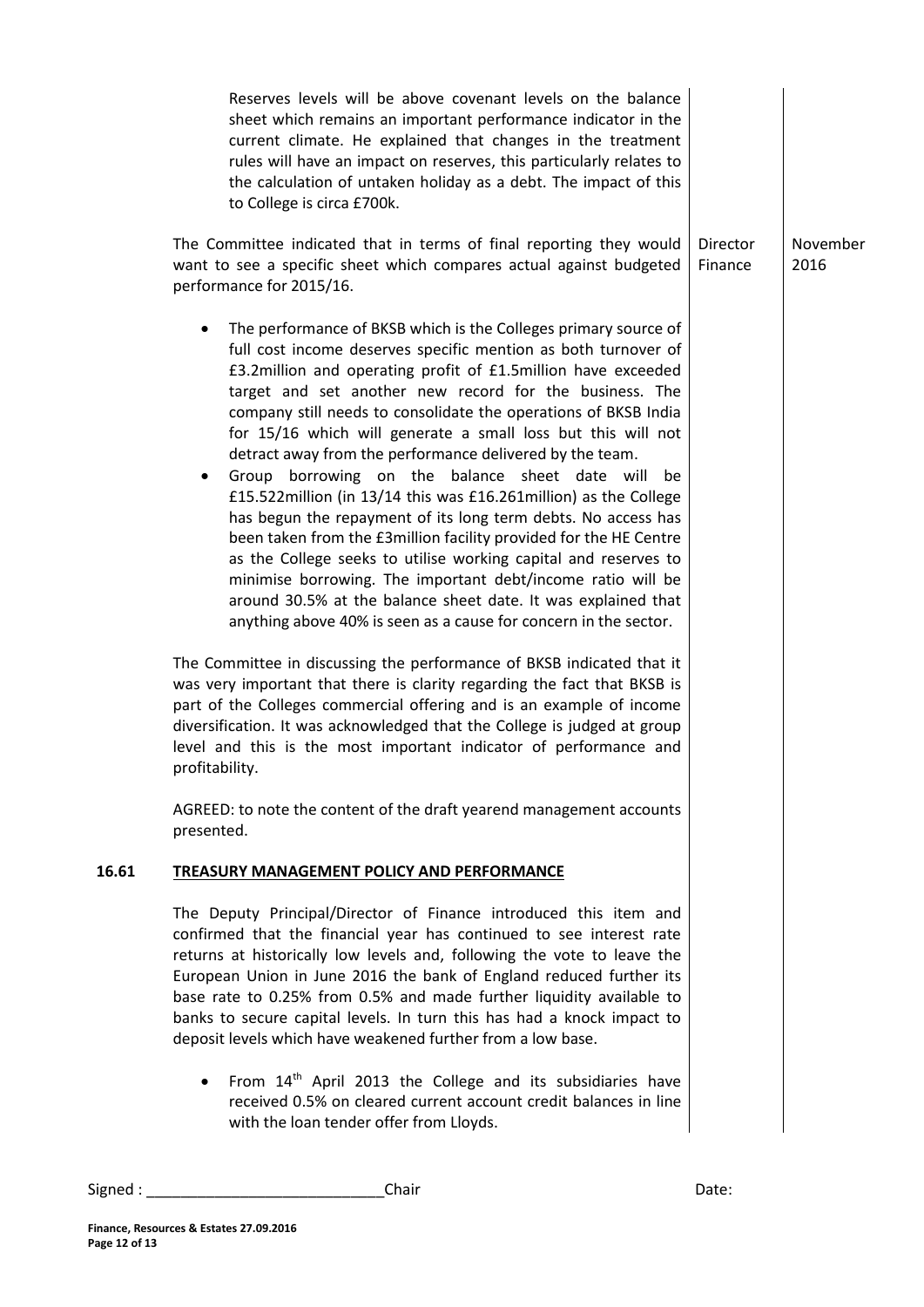Reserves levels will be above covenant levels on the balance sheet which remains an important performance indicator in the current climate. He explained that changes in the treatment rules will have an impact on reserves, this particularly relates to the calculation of untaken holiday as a debt. The impact of this to College is circa £700k.

The Committee indicated that in terms of final reporting they would want to see a specific sheet which compares actual against budgeted performance for 2015/16. | Director Finance | November 2016

- The performance of BKSB which is the Colleges primary source of full cost income deserves specific mention as both turnover of £3.2million and operating profit of £1.5million have exceeded target and set another new record for the business. The company still needs to consolidate the operations of BKSB India for 15/16 which will generate a small loss but this will not detract away from the performance delivered by the team.
- Group borrowing on the balance sheet date will be £15.522million (in 13/14 this was £16.261million) as the College has begun the repayment of its long term debts. No access has been taken from the £3million facility provided for the HE Centre as the College seeks to utilise working capital and reserves to minimise borrowing. The important debt/income ratio will be around 30.5% at the balance sheet date. It was explained that anything above 40% is seen as a cause for concern in the sector.

The Committee in discussing the performance of BKSB indicated that it was very important that there is clarity regarding the fact that BKSB is part of the Colleges commercial offering and is an example of income diversification. It was acknowledged that the College is judged at group level and this is the most important indicator of performance and profitability.

AGREED: to note the content of the draft yearend management accounts presented.

## 16.61 TREASURY MANAGEMENT POLICY AND PERFORMANCE

The Deputy Principal/Director of Finance introduced this item and confirmed that the financial year has continued to see interest rate returns at historically low levels and, following the vote to leave the European Union in June 2016 the bank of England reduced further its base rate to 0.25% from 0.5% and made further liquidity available to banks to secure capital levels. In turn this has had a knock impact to deposit levels which have weakened further from a low base.

- From 14th April 2013 the College and its subsidiaries have received 0.5% on cleared current account credit balances in line with the loan tender offer from Lloyds.

Signed : ____________________________Chair Date: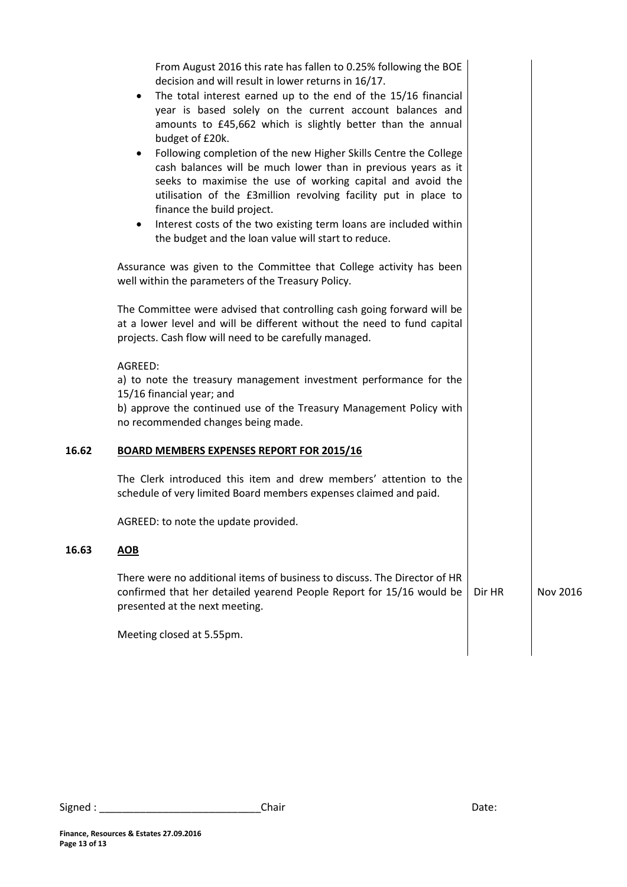From August 2016 this rate has fallen to 0.25% following the BOE decision and will result in lower returns in 16/17.

- The total interest earned up to the end of the 15/16 financial year is based solely on the current account balances and amounts to £45,662 which is slightly better than the annual budget of £20k.
- Following completion of the new Higher Skills Centre the College cash balances will be much lower than in previous years as it seeks to maximise the use of working capital and avoid the utilisation of the £3million revolving facility put in place to finance the build project.
- Interest costs of the two existing term loans are included within the budget and the loan value will start to reduce.

Assurance was given to the Committee that College activity has been well within the parameters of the Treasury Policy.

The Committee were advised that controlling cash going forward will be at a lower level and will be different without the need to fund capital projects. Cash flow will need to be carefully managed.

AGREED:
a) to note the treasury management investment performance for the 15/16 financial year; and
b) approve the continued use of the Treasury Management Policy with no recommended changes being made.

**16.62 BOARD MEMBERS EXPENSES REPORT FOR 2015/16**

The Clerk introduced this item and drew members' attention to the schedule of very limited Board members expenses claimed and paid.

AGREED: to note the update provided.

**16.63 AOB**

There were no additional items of business to discuss. The Director of HR confirmed that her detailed yearend People Report for 15/16 would be presented at the next meeting. — Dir HR — Nov 2016

Meeting closed at 5.55pm.

Signed : ____________________________Chair Date: